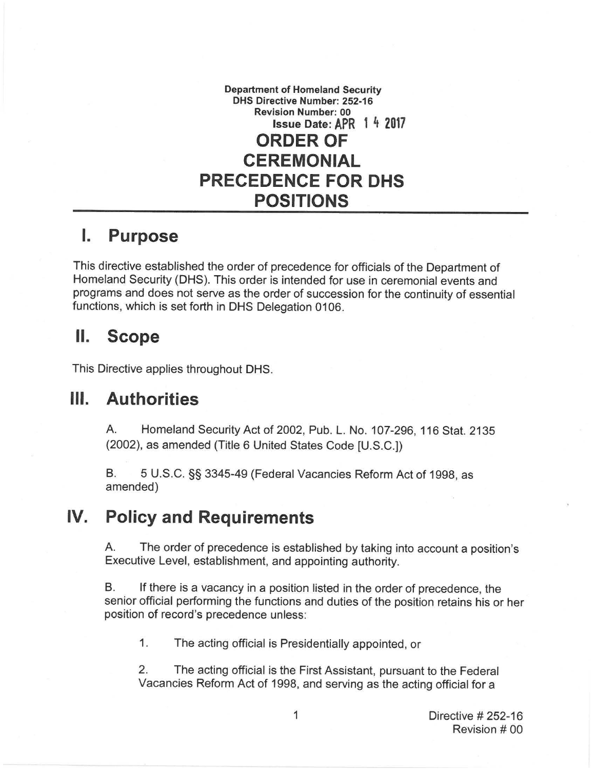**Department of Homeland Security**
**DHS Directive Number: 252-16**
**Revision Number: 00**
**Issue Date: APR 14 2017**

# ORDER OF CEREMONIAL PRECEDENCE FOR DHS POSITIONS

## I. Purpose

This directive established the order of precedence for officials of the Department of Homeland Security (DHS). This order is intended for use in ceremonial events and programs and does not serve as the order of succession for the continuity of essential functions, which is set forth in DHS Delegation 0106.

## II. Scope

This Directive applies throughout DHS.

## III. Authorities

A. Homeland Security Act of 2002, Pub. L. No. 107-296, 116 Stat. 2135 (2002), as amended (Title 6 United States Code [U.S.C.])

B. 5 U.S.C. §§ 3345-49 (Federal Vacancies Reform Act of 1998, as amended)

## IV. Policy and Requirements

A. The order of precedence is established by taking into account a position's Executive Level, establishment, and appointing authority.

B. If there is a vacancy in a position listed in the order of precedence, the senior official performing the functions and duties of the position retains his or her position of record's precedence unless:

1. The acting official is Presidentially appointed, or

2. The acting official is the First Assistant, pursuant to the Federal Vacancies Reform Act of 1998, and serving as the acting official for a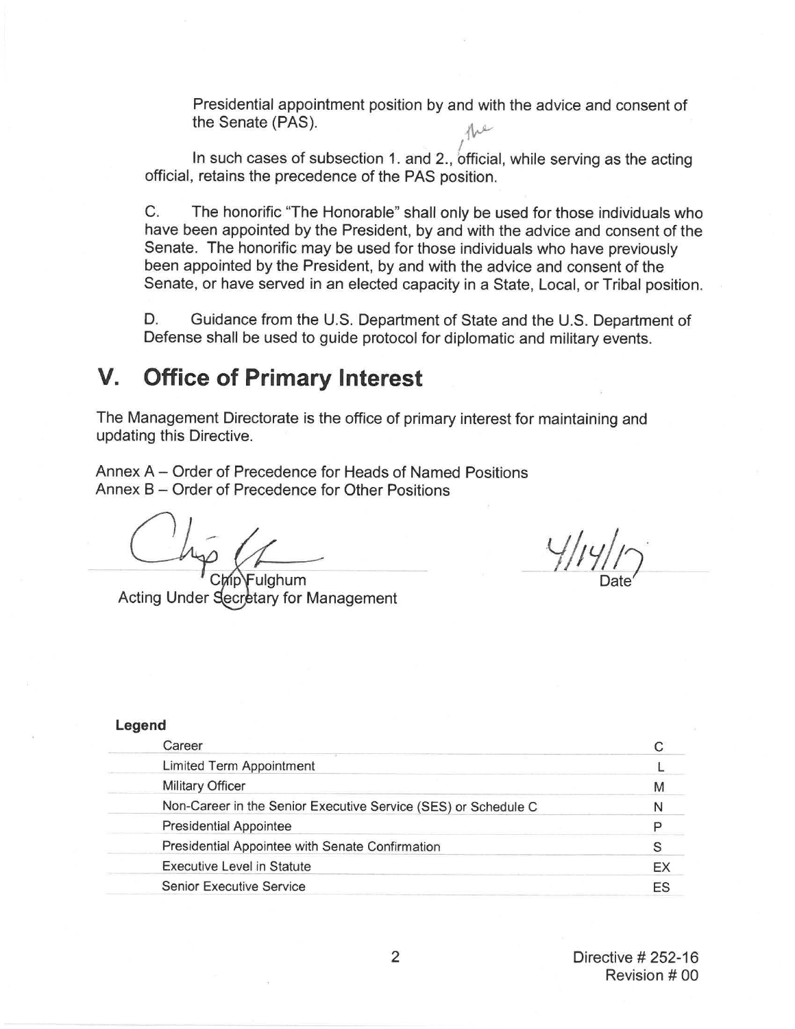Presidential appointment position by and with the advice and consent of the Senate (PAS).

In such cases of subsection 1. and 2., the official, while serving as the acting official, retains the precedence of the PAS position.

C. The honorific "The Honorable" shall only be used for those individuals who have been appointed by the President, by and with the advice and consent of the Senate. The honorific may be used for those individuals who have previously been appointed by the President, by and with the advice and consent of the Senate, or have served in an elected capacity in a State, Local, or Tribal position.

D. Guidance from the U.S. Department of State and the U.S. Department of Defense shall be used to guide protocol for diplomatic and military events.

## V. Office of Primary Interest

The Management Directorate is the office of primary interest for maintaining and updating this Directive.

Annex A – Order of Precedence for Heads of Named Positions
Annex B – Order of Precedence for Other Positions

Chip Fulghum
Acting Under Secretary for Management

4/14/17
Date

**Legend**

| | |
|---|---|
| Career | C |
| Limited Term Appointment | L |
| Military Officer | M |
| Non-Career in the Senior Executive Service (SES) or Schedule C | N |
| Presidential Appointee | P |
| Presidential Appointee with Senate Confirmation | S |
| Executive Level in Statute | EX |
| Senior Executive Service | ES |

Directive # 252-16
Revision # 00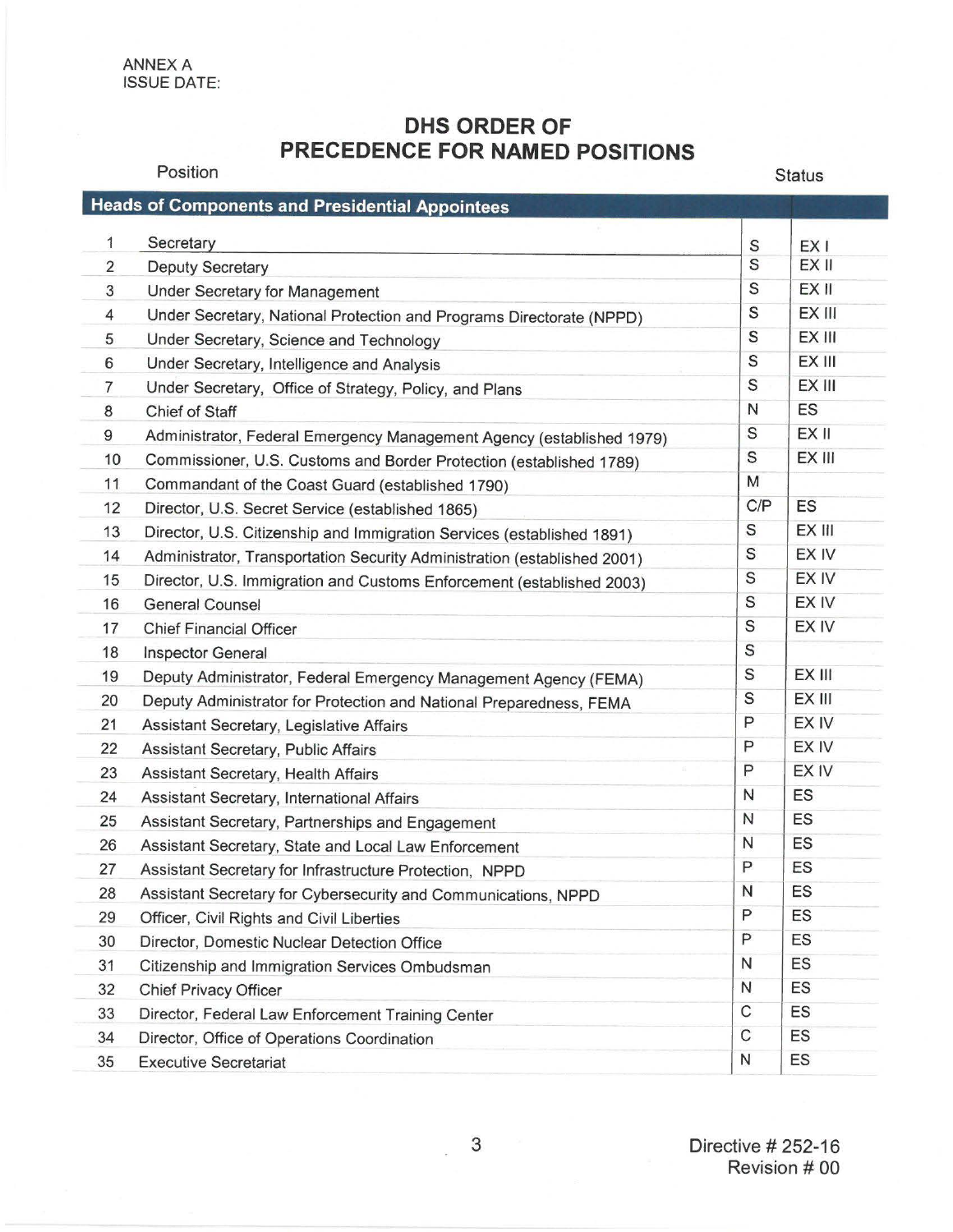ANNEX A
ISSUE DATE:

# DHS ORDER OF PRECEDENCE FOR NAMED POSITIONS

| | Position | | Status |
|---|---|---|---|
| | **Heads of Components and Presidential Appointees** | | |
| 1 | Secretary | S | EX I |
| 2 | Deputy Secretary | S | EX II |
| 3 | Under Secretary for Management | S | EX II |
| 4 | Under Secretary, National Protection and Programs Directorate (NPPD) | S | EX III |
| 5 | Under Secretary, Science and Technology | S | EX III |
| 6 | Under Secretary, Intelligence and Analysis | S | EX III |
| 7 | Under Secretary, Office of Strategy, Policy, and Plans | S | EX III |
| 8 | Chief of Staff | N | ES |
| 9 | Administrator, Federal Emergency Management Agency (established 1979) | S | EX II |
| 10 | Commissioner, U.S. Customs and Border Protection (established 1789) | S | EX III |
| 11 | Commandant of the Coast Guard (established 1790) | M | |
| 12 | Director, U.S. Secret Service (established 1865) | C/P | ES |
| 13 | Director, U.S. Citizenship and Immigration Services (established 1891) | S | EX III |
| 14 | Administrator, Transportation Security Administration (established 2001) | S | EX IV |
| 15 | Director, U.S. Immigration and Customs Enforcement (established 2003) | S | EX IV |
| 16 | General Counsel | S | EX IV |
| 17 | Chief Financial Officer | S | EX IV |
| 18 | Inspector General | S | |
| 19 | Deputy Administrator, Federal Emergency Management Agency (FEMA) | S | EX III |
| 20 | Deputy Administrator for Protection and National Preparedness, FEMA | S | EX III |
| 21 | Assistant Secretary, Legislative Affairs | P | EX IV |
| 22 | Assistant Secretary, Public Affairs | P | EX IV |
| 23 | Assistant Secretary, Health Affairs | P | EX IV |
| 24 | Assistant Secretary, International Affairs | N | ES |
| 25 | Assistant Secretary, Partnerships and Engagement | N | ES |
| 26 | Assistant Secretary, State and Local Law Enforcement | N | ES |
| 27 | Assistant Secretary for Infrastructure Protection, NPPD | P | ES |
| 28 | Assistant Secretary for Cybersecurity and Communications, NPPD | N | ES |
| 29 | Officer, Civil Rights and Civil Liberties | P | ES |
| 30 | Director, Domestic Nuclear Detection Office | P | ES |
| 31 | Citizenship and Immigration Services Ombudsman | N | ES |
| 32 | Chief Privacy Officer | N | ES |
| 33 | Director, Federal Law Enforcement Training Center | C | ES |
| 34 | Director, Office of Operations Coordination | C | ES |
| 35 | Executive Secretariat | N | ES |

Directive # 252-16
Revision # 00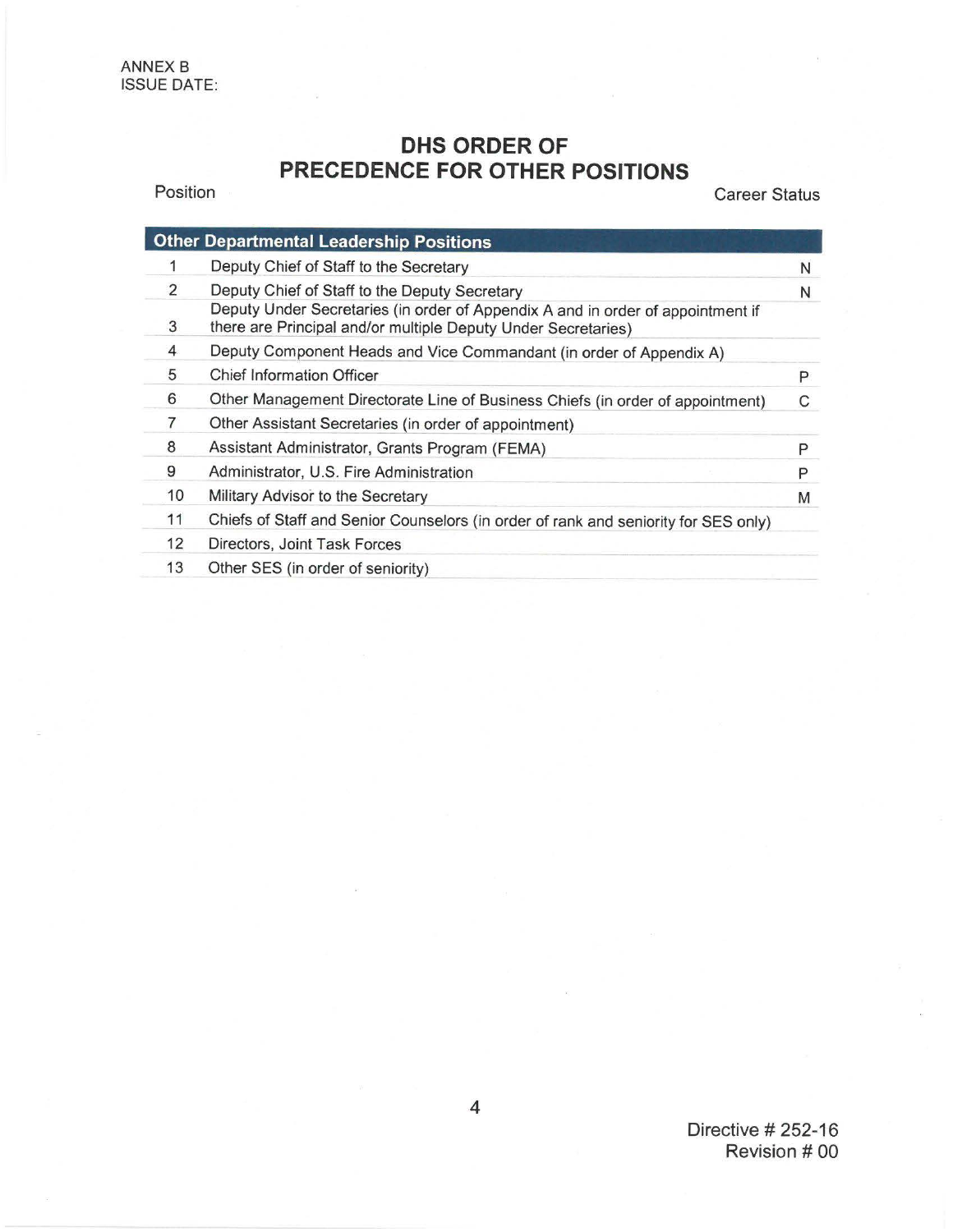ANNEX B
ISSUE DATE:

# DHS ORDER OF PRECEDENCE FOR OTHER POSITIONS

| | Position | Career Status |
|---|---|---|
| | **Other Departmental Leadership Positions** | |
| 1 | Deputy Chief of Staff to the Secretary | N |
| 2 | Deputy Chief of Staff to the Deputy Secretary | N |
| 3 | Deputy Under Secretaries (in order of Appendix A and in order of appointment if there are Principal and/or multiple Deputy Under Secretaries) | |
| 4 | Deputy Component Heads and Vice Commandant (in order of Appendix A) | |
| 5 | Chief Information Officer | P |
| 6 | Other Management Directorate Line of Business Chiefs (in order of appointment) | C |
| 7 | Other Assistant Secretaries (in order of appointment) | |
| 8 | Assistant Administrator, Grants Program (FEMA) | P |
| 9 | Administrator, U.S. Fire Administration | P |
| 10 | Military Advisor to the Secretary | M |
| 11 | Chiefs of Staff and Senior Counselors (in order of rank and seniority for SES only) | |
| 12 | Directors, Joint Task Forces | |
| 13 | Other SES (in order of seniority) | |

Directive # 252-16
Revision # 00